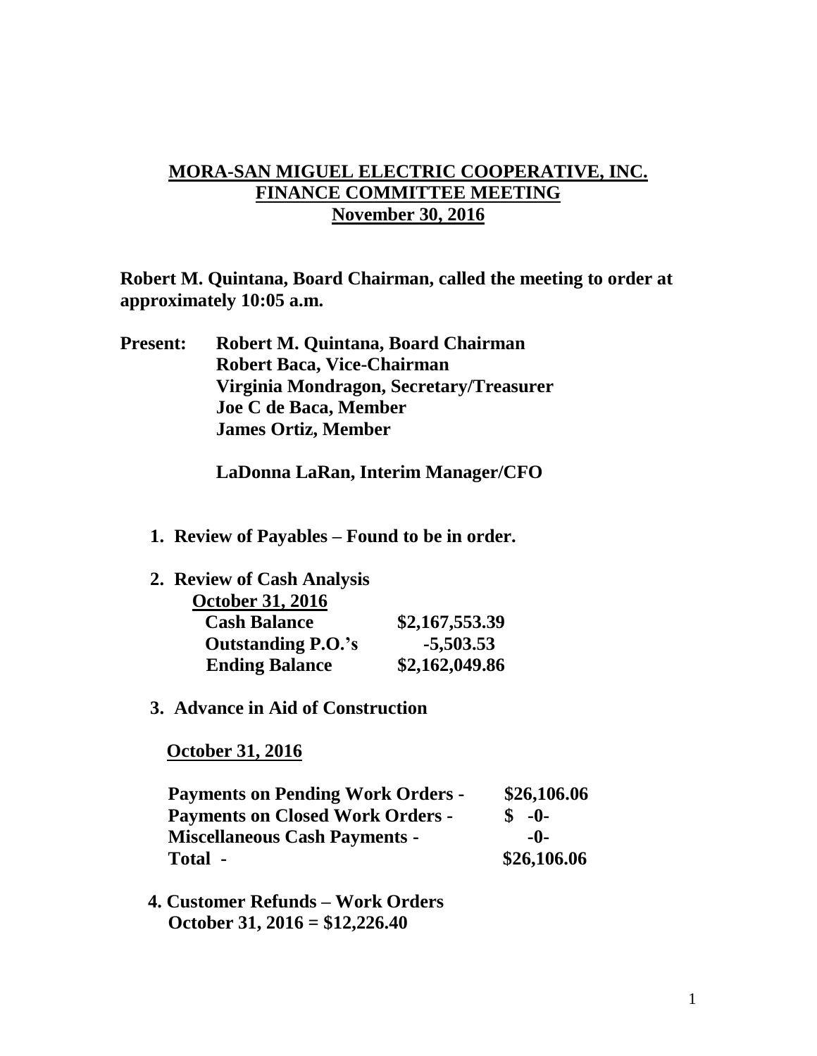# MORA-SAN MIGUEL ELECTRIC COOPERATIVE, INC.
## FINANCE COMMITTEE MEETING
## November 30, 2016

**Robert M. Quintana, Board Chairman, called the meeting to order at approximately 10:05 a.m.**

**Present:** **Robert M. Quintana, Board Chairman**
**Robert Baca, Vice-Chairman**
**Virginia Mondragon, Secretary/Treasurer**
**Joe C de Baca, Member**
**James Ortiz, Member**

**LaDonna LaRan, Interim Manager/CFO**

1. **Review of Payables – Found to be in order.**

2. **Review of Cash Analysis**

   **October 31, 2016**

| | |
|---|---|
| **Cash Balance** | **\$2,167,553.39** |
| **Outstanding P.O.'s** | **-5,503.53** |
| **Ending Balance** | **\$2,162,049.86** |

3. **Advance in Aid of Construction**

   **October 31, 2016**

| | |
|---|---|
| **Payments on Pending Work Orders -** | **\$26,106.06** |
| **Payments on Closed Work Orders -** | **\$ -0-** |
| **Miscellaneous Cash Payments -** | **-0-** |
| **Total -** | **\$26,106.06** |

4. **Customer Refunds – Work Orders**
   **October 31, 2016 = \$12,226.40**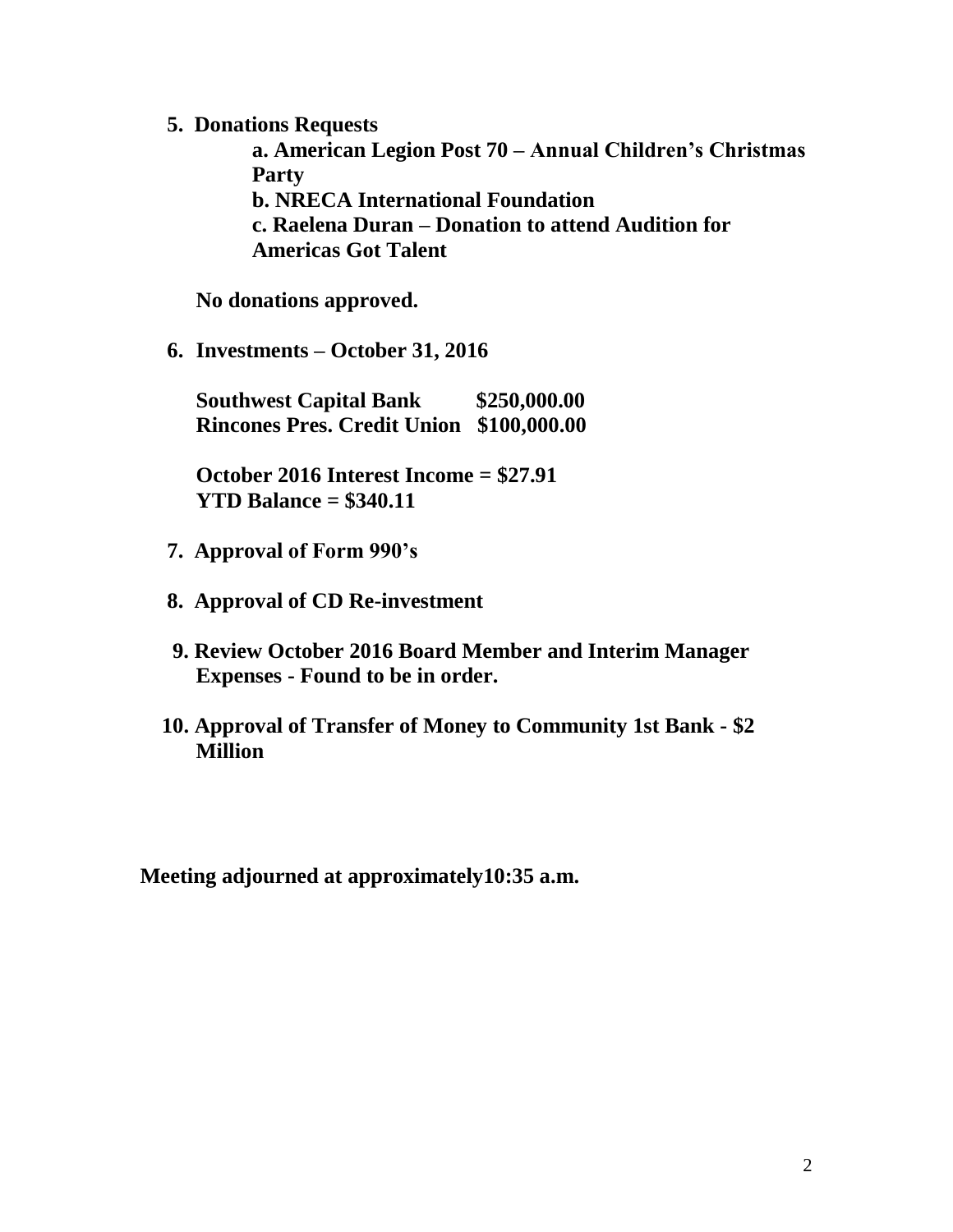**5. Donations Requests**

**a. American Legion Post 70 – Annual Children's Christmas Party**
**b. NRECA International Foundation**
**c. Raelena Duran – Donation to attend Audition for Americas Got Talent**

**No donations approved.**

**6. Investments – October 31, 2016**

| | |
|---|---|
| **Southwest Capital Bank** | **$250,000.00** |
| **Rincones Pres. Credit Union** | **$100,000.00** |

**October 2016 Interest Income = $27.91**
**YTD Balance = $340.11**

**7. Approval of Form 990's**

**8. Approval of CD Re-investment**

**9. Review October 2016 Board Member and Interim Manager Expenses - Found to be in order.**

**10. Approval of Transfer of Money to Community 1st Bank - $2 Million**

**Meeting adjourned at approximately10:35 a.m.**